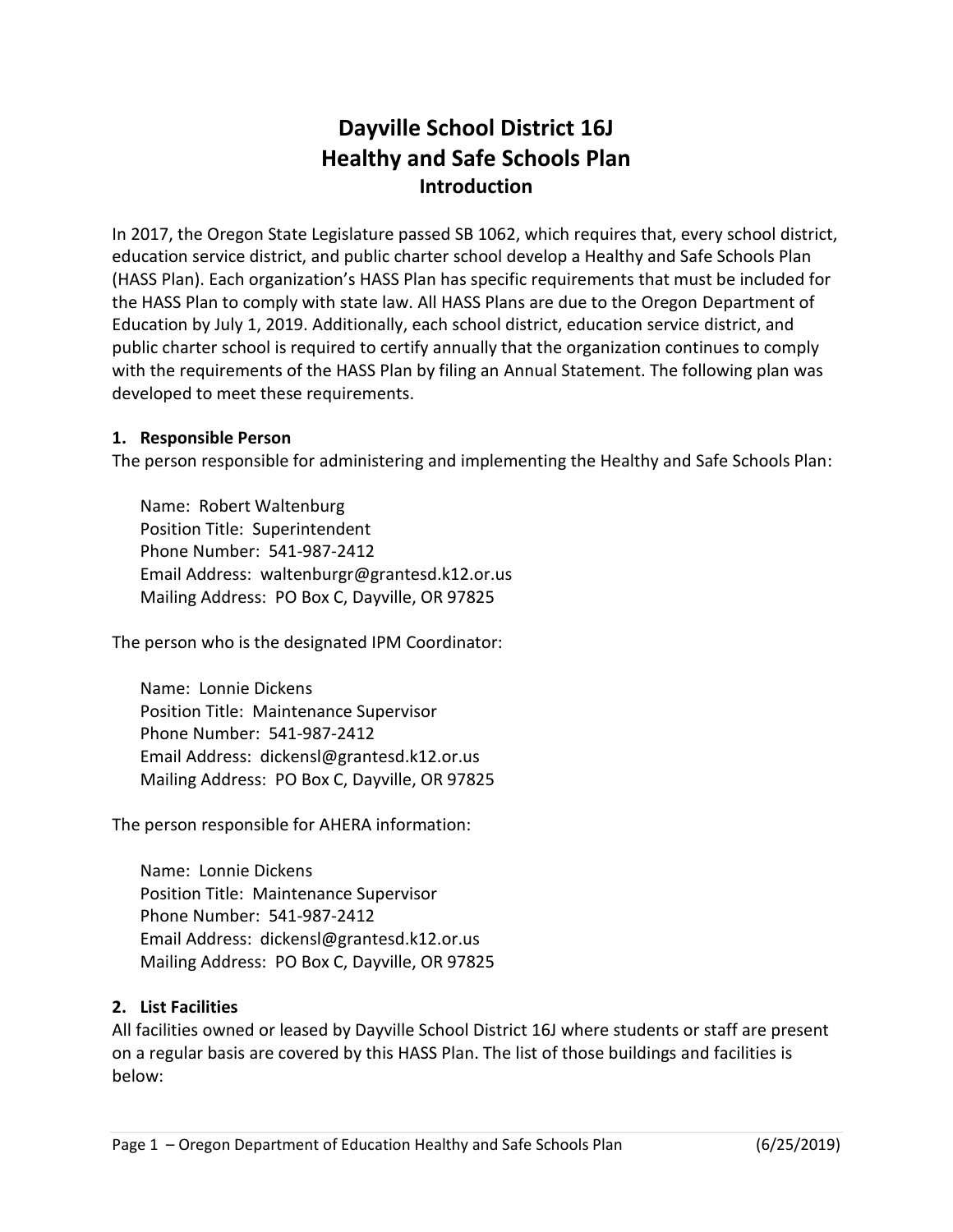# Dayville School District 16J
# Healthy and Safe Schools Plan
## Introduction

In 2017, the Oregon State Legislature passed SB 1062, which requires that, every school district, education service district, and public charter school develop a Healthy and Safe Schools Plan (HASS Plan). Each organization's HASS Plan has specific requirements that must be included for the HASS Plan to comply with state law. All HASS Plans are due to the Oregon Department of Education by July 1, 2019. Additionally, each school district, education service district, and public charter school is required to certify annually that the organization continues to comply with the requirements of the HASS Plan by filing an Annual Statement. The following plan was developed to meet these requirements.

### 1. Responsible Person

The person responsible for administering and implementing the Healthy and Safe Schools Plan:

Name: Robert Waltenburg
Position Title: Superintendent
Phone Number: 541-987-2412
Email Address: waltenburgr@grantesd.k12.or.us
Mailing Address: PO Box C, Dayville, OR 97825

The person who is the designated IPM Coordinator:

Name: Lonnie Dickens
Position Title: Maintenance Supervisor
Phone Number: 541-987-2412
Email Address: dickensl@grantesd.k12.or.us
Mailing Address: PO Box C, Dayville, OR 97825

The person responsible for AHERA information:

Name: Lonnie Dickens
Position Title: Maintenance Supervisor
Phone Number: 541-987-2412
Email Address: dickensl@grantesd.k12.or.us
Mailing Address: PO Box C, Dayville, OR 97825

### 2. List Facilities

All facilities owned or leased by Dayville School District 16J where students or staff are present on a regular basis are covered by this HASS Plan. The list of those buildings and facilities is below: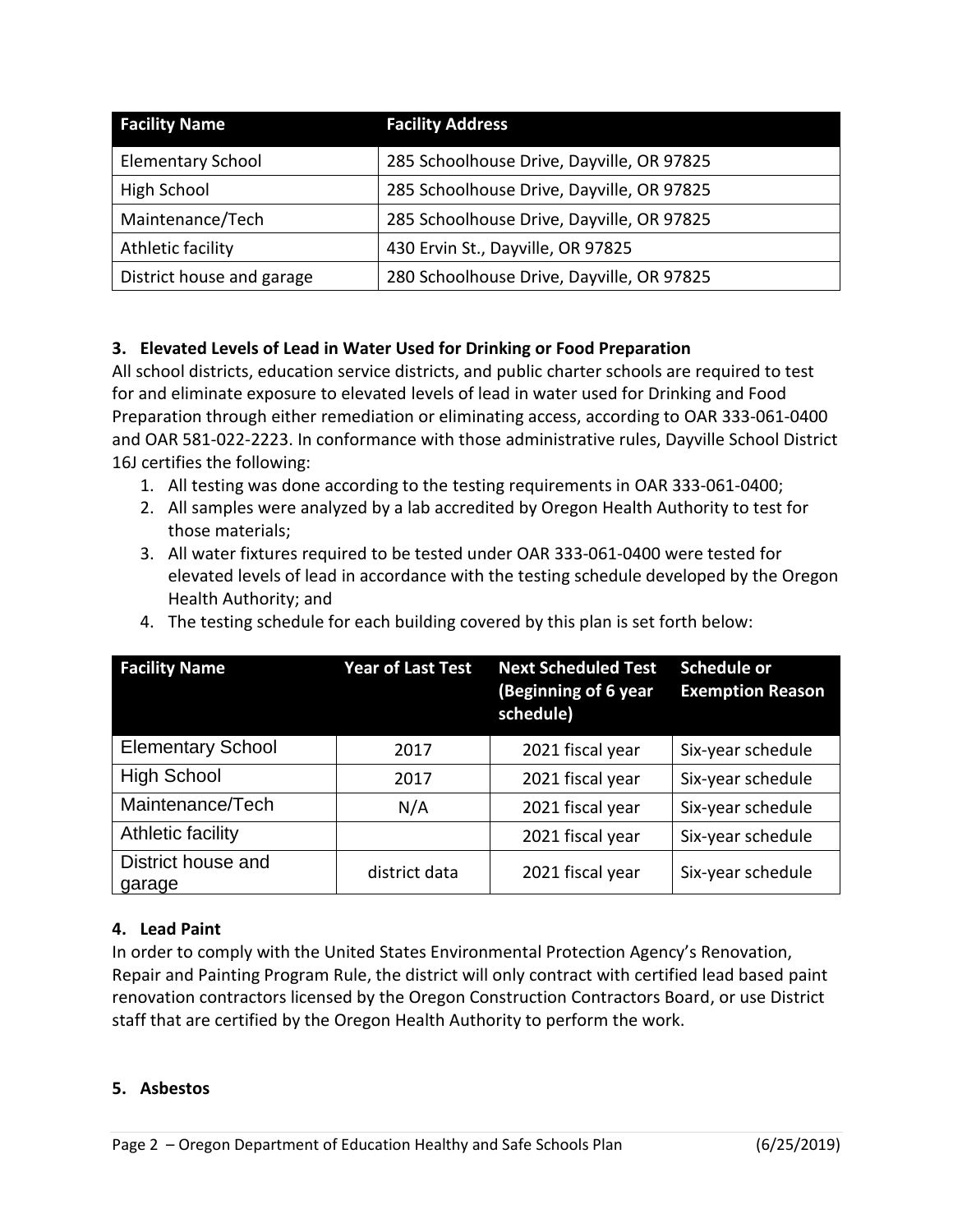| Facility Name | Facility Address |
|---|---|
| Elementary School | 285 Schoolhouse Drive, Dayville, OR 97825 |
| High School | 285 Schoolhouse Drive, Dayville, OR 97825 |
| Maintenance/Tech | 285 Schoolhouse Drive, Dayville, OR 97825 |
| Athletic facility | 430 Ervin St., Dayville, OR 97825 |
| District house and garage | 280 Schoolhouse Drive, Dayville, OR 97825 |

**3. Elevated Levels of Lead in Water Used for Drinking or Food Preparation**

All school districts, education service districts, and public charter schools are required to test for and eliminate exposure to elevated levels of lead in water used for Drinking and Food Preparation through either remediation or eliminating access, according to OAR 333-061-0400 and OAR 581-022-2223. In conformance with those administrative rules, Dayville School District 16J certifies the following:

1. All testing was done according to the testing requirements in OAR 333-061-0400;
2. All samples were analyzed by a lab accredited by Oregon Health Authority to test for those materials;
3. All water fixtures required to be tested under OAR 333-061-0400 were tested for elevated levels of lead in accordance with the testing schedule developed by the Oregon Health Authority; and
4. The testing schedule for each building covered by this plan is set forth below:

| Facility Name | Year of Last Test | Next Scheduled Test (Beginning of 6 year schedule) | Schedule or Exemption Reason |
|---|---|---|---|
| Elementary School | 2017 | 2021 fiscal year | Six-year schedule |
| High School | 2017 | 2021 fiscal year | Six-year schedule |
| Maintenance/Tech | N/A | 2021 fiscal year | Six-year schedule |
| Athletic facility | | 2021 fiscal year | Six-year schedule |
| District house and garage | district data | 2021 fiscal year | Six-year schedule |

**4. Lead Paint**

In order to comply with the United States Environmental Protection Agency's Renovation, Repair and Painting Program Rule, the district will only contract with certified lead based paint renovation contractors licensed by the Oregon Construction Contractors Board, or use District staff that are certified by the Oregon Health Authority to perform the work.

**5. Asbestos**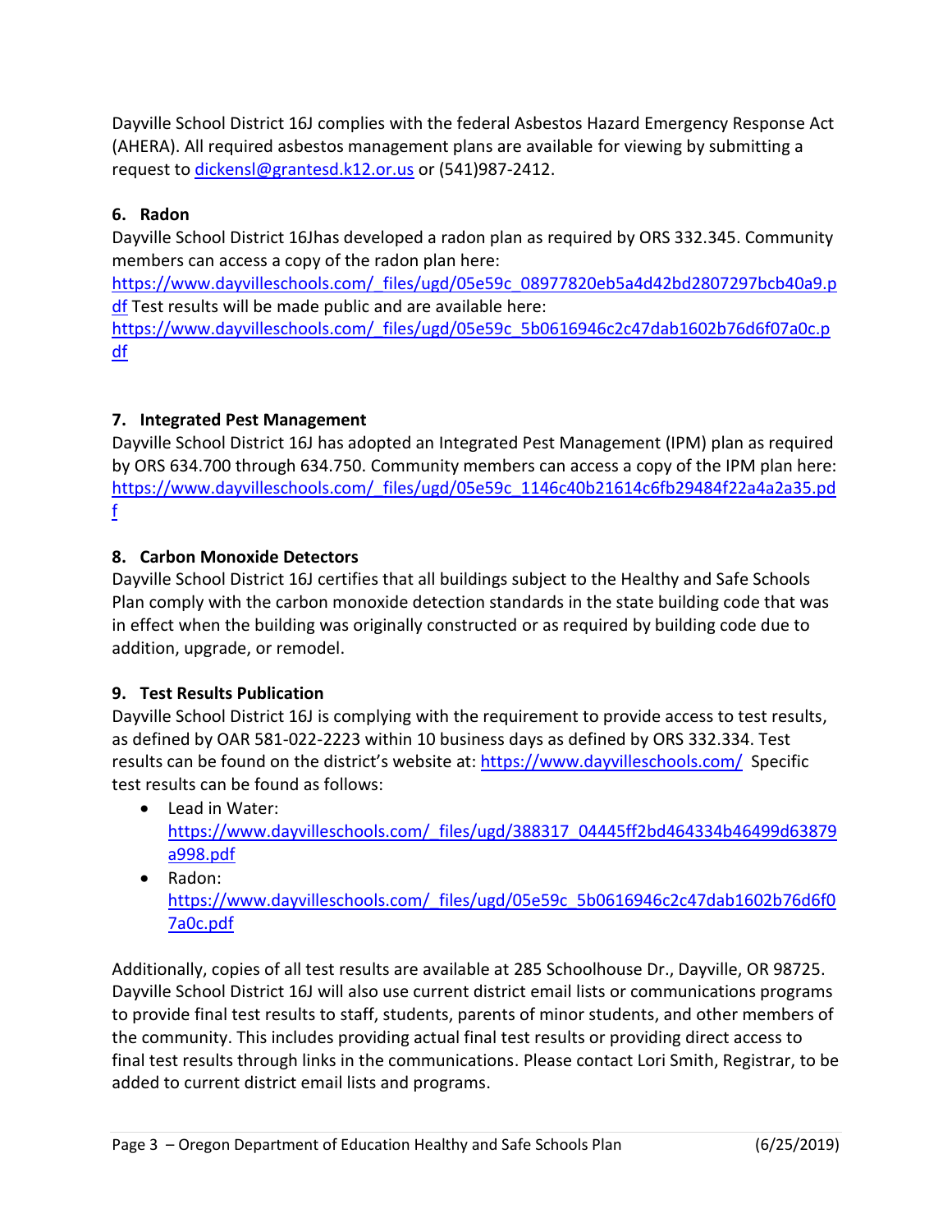Dayville School District 16J complies with the federal Asbestos Hazard Emergency Response Act (AHERA). All required asbestos management plans are available for viewing by submitting a request to dickensl@grantesd.k12.or.us or (541)987-2412.

### 6. Radon

Dayville School District 16Jhas developed a radon plan as required by ORS 332.345. Community members can access a copy of the radon plan here: https://www.dayvilleschools.com/_files/ugd/05e59c_08977820eb5a4d42bd2807297bcb40a9.pdf Test results will be made public and are available here: https://www.dayvilleschools.com/_files/ugd/05e59c_5b0616946c2c47dab1602b76d6f07a0c.pdf

### 7. Integrated Pest Management

Dayville School District 16J has adopted an Integrated Pest Management (IPM) plan as required by ORS 634.700 through 634.750. Community members can access a copy of the IPM plan here: https://www.dayvilleschools.com/_files/ugd/05e59c_1146c40b21614c6fb29484f22a4a2a35.pdf

### 8. Carbon Monoxide Detectors

Dayville School District 16J certifies that all buildings subject to the Healthy and Safe Schools Plan comply with the carbon monoxide detection standards in the state building code that was in effect when the building was originally constructed or as required by building code due to addition, upgrade, or remodel.

### 9. Test Results Publication

Dayville School District 16J is complying with the requirement to provide access to test results, as defined by OAR 581-022-2223 within 10 business days as defined by ORS 332.334. Test results can be found on the district's website at: https://www.dayvilleschools.com/ Specific test results can be found as follows:

- Lead in Water: https://www.dayvilleschools.com/_files/ugd/388317_04445ff2bd464334b46499d63879a998.pdf
- Radon: https://www.dayvilleschools.com/_files/ugd/05e59c_5b0616946c2c47dab1602b76d6f07a0c.pdf

Additionally, copies of all test results are available at 285 Schoolhouse Dr., Dayville, OR 98725. Dayville School District 16J will also use current district email lists or communications programs to provide final test results to staff, students, parents of minor students, and other members of the community. This includes providing actual final test results or providing direct access to final test results through links in the communications. Please contact Lori Smith, Registrar, to be added to current district email lists and programs.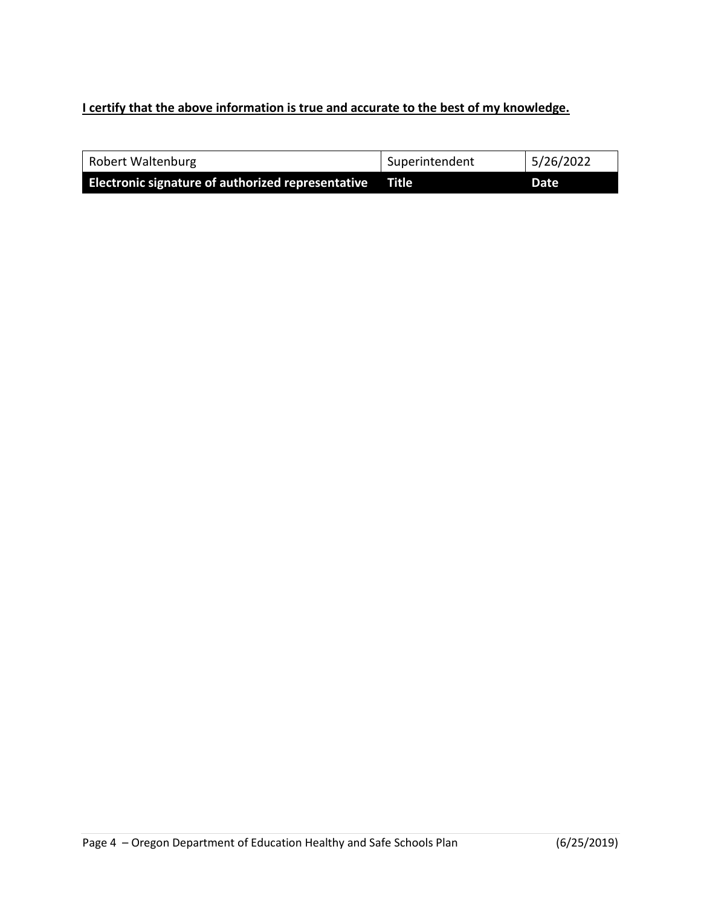**I certify that the above information is true and accurate to the best of my knowledge.**

| | | |
|---|---|---|
| Robert Waltenburg | Superintendent | 5/26/2022 |
| **Electronic signature of authorized representative** | **Title** | **Date** |